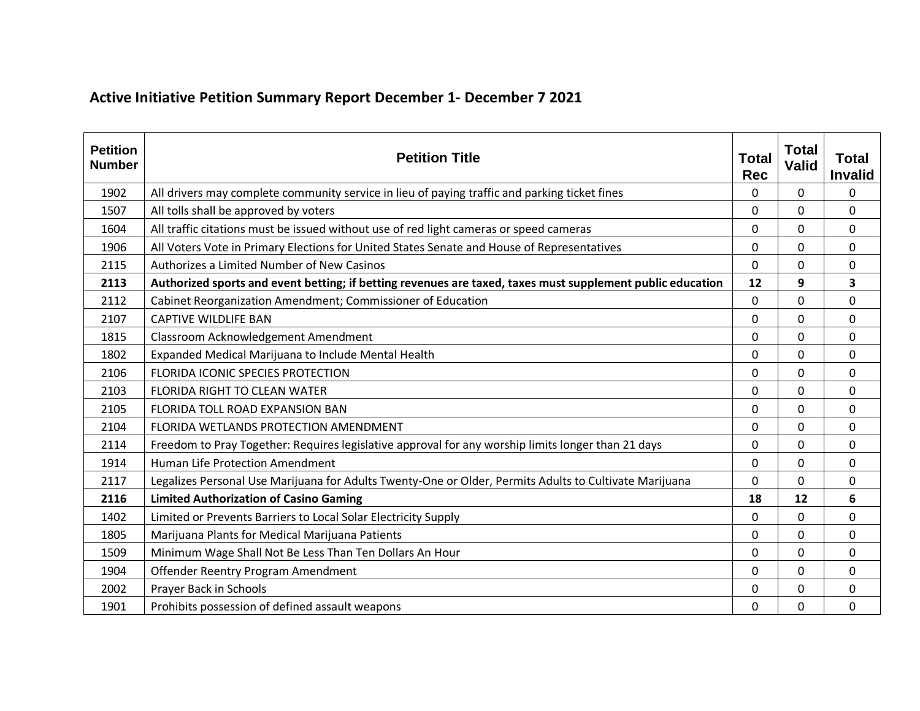## Active Initiative Petition Summary Report December 1- December 7 2021

| Petition Number | Petition Title | Total Rec | Total Valid | Total Invalid |
|---|---|---|---|---|
| 1902 | All drivers may complete community service in lieu of paying traffic and parking ticket fines | 0 | 0 | 0 |
| 1507 | All tolls shall be approved by voters | 0 | 0 | 0 |
| 1604 | All traffic citations must be issued without use of red light cameras or speed cameras | 0 | 0 | 0 |
| 1906 | All Voters Vote in Primary Elections for United States Senate and House of Representatives | 0 | 0 | 0 |
| 2115 | Authorizes a Limited Number of New Casinos | 0 | 0 | 0 |
| **2113** | **Authorized sports and event betting; if betting revenues are taxed, taxes must supplement public education** | **12** | **9** | **3** |
| 2112 | Cabinet Reorganization Amendment; Commissioner of Education | 0 | 0 | 0 |
| 2107 | CAPTIVE WILDLIFE BAN | 0 | 0 | 0 |
| 1815 | Classroom Acknowledgement Amendment | 0 | 0 | 0 |
| 1802 | Expanded Medical Marijuana to Include Mental Health | 0 | 0 | 0 |
| 2106 | FLORIDA ICONIC SPECIES PROTECTION | 0 | 0 | 0 |
| 2103 | FLORIDA RIGHT TO CLEAN WATER | 0 | 0 | 0 |
| 2105 | FLORIDA TOLL ROAD EXPANSION BAN | 0 | 0 | 0 |
| 2104 | FLORIDA WETLANDS PROTECTION AMENDMENT | 0 | 0 | 0 |
| 2114 | Freedom to Pray Together: Requires legislative approval for any worship limits longer than 21 days | 0 | 0 | 0 |
| 1914 | Human Life Protection Amendment | 0 | 0 | 0 |
| 2117 | Legalizes Personal Use Marijuana for Adults Twenty-One or Older, Permits Adults to Cultivate Marijuana | 0 | 0 | 0 |
| **2116** | **Limited Authorization of Casino Gaming** | **18** | **12** | **6** |
| 1402 | Limited or Prevents Barriers to Local Solar Electricity Supply | 0 | 0 | 0 |
| 1805 | Marijuana Plants for Medical Marijuana Patients | 0 | 0 | 0 |
| 1509 | Minimum Wage Shall Not Be Less Than Ten Dollars An Hour | 0 | 0 | 0 |
| 1904 | Offender Reentry Program Amendment | 0 | 0 | 0 |
| 2002 | Prayer Back in Schools | 0 | 0 | 0 |
| 1901 | Prohibits possession of defined assault weapons | 0 | 0 | 0 |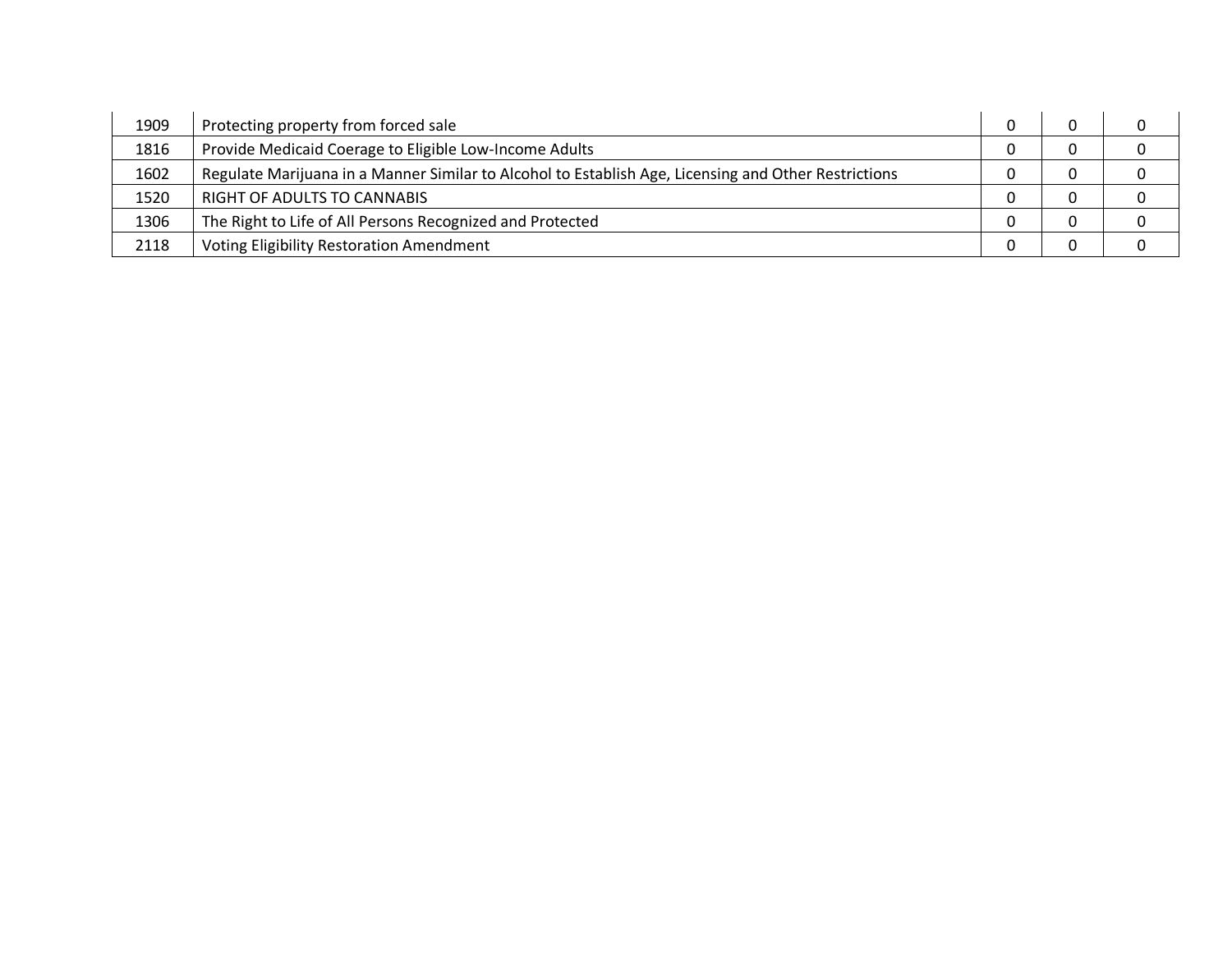| | | | | |
|---|---|---|---|---|
| 1909 | Protecting property from forced sale | 0 | 0 | 0 |
| 1816 | Provide Medicaid Coerage to Eligible Low-Income Adults | 0 | 0 | 0 |
| 1602 | Regulate Marijuana in a Manner Similar to Alcohol to Establish Age, Licensing and Other Restrictions | 0 | 0 | 0 |
| 1520 | RIGHT OF ADULTS TO CANNABIS | 0 | 0 | 0 |
| 1306 | The Right to Life of All Persons Recognized and Protected | 0 | 0 | 0 |
| 2118 | Voting Eligibility Restoration Amendment | 0 | 0 | 0 |